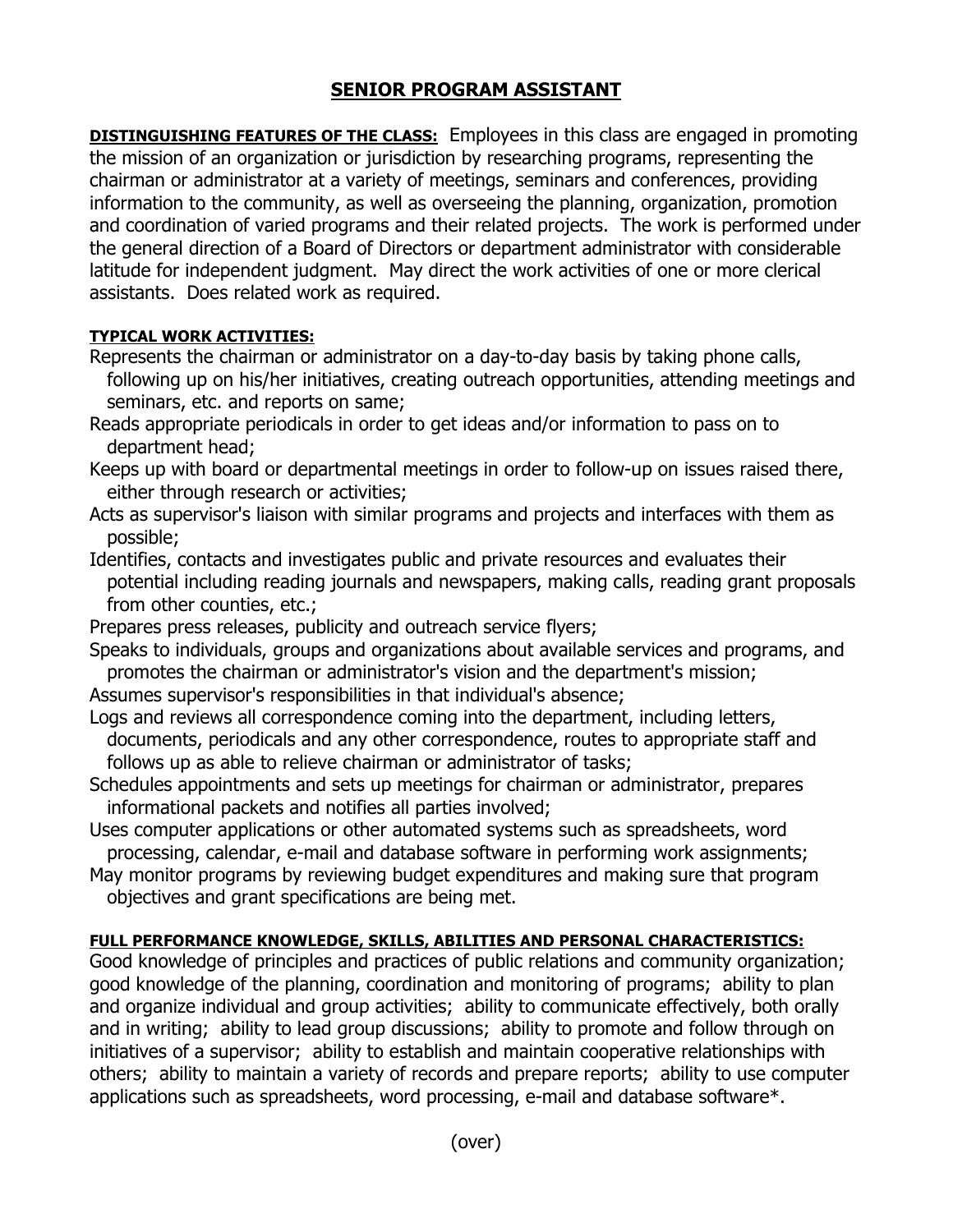# SENIOR PROGRAM ASSISTANT

**DISTINGUISHING FEATURES OF THE CLASS:** Employees in this class are engaged in promoting the mission of an organization or jurisdiction by researching programs, representing the chairman or administrator at a variety of meetings, seminars and conferences, providing information to the community, as well as overseeing the planning, organization, promotion and coordination of varied programs and their related projects. The work is performed under the general direction of a Board of Directors or department administrator with considerable latitude for independent judgment. May direct the work activities of one or more clerical assistants. Does related work as required.

**TYPICAL WORK ACTIVITIES:**

Represents the chairman or administrator on a day-to-day basis by taking phone calls, following up on his/her initiatives, creating outreach opportunities, attending meetings and seminars, etc. and reports on same;

Reads appropriate periodicals in order to get ideas and/or information to pass on to department head;

Keeps up with board or departmental meetings in order to follow-up on issues raised there, either through research or activities;

Acts as supervisor's liaison with similar programs and projects and interfaces with them as possible;

Identifies, contacts and investigates public and private resources and evaluates their potential including reading journals and newspapers, making calls, reading grant proposals from other counties, etc.;

Prepares press releases, publicity and outreach service flyers;

Speaks to individuals, groups and organizations about available services and programs, and promotes the chairman or administrator's vision and the department's mission;

Assumes supervisor's responsibilities in that individual's absence;

Logs and reviews all correspondence coming into the department, including letters, documents, periodicals and any other correspondence, routes to appropriate staff and follows up as able to relieve chairman or administrator of tasks;

Schedules appointments and sets up meetings for chairman or administrator, prepares informational packets and notifies all parties involved;

Uses computer applications or other automated systems such as spreadsheets, word processing, calendar, e-mail and database software in performing work assignments;

May monitor programs by reviewing budget expenditures and making sure that program objectives and grant specifications are being met.

**FULL PERFORMANCE KNOWLEDGE, SKILLS, ABILITIES AND PERSONAL CHARACTERISTICS:**
Good knowledge of principles and practices of public relations and community organization; good knowledge of the planning, coordination and monitoring of programs; ability to plan and organize individual and group activities; ability to communicate effectively, both orally and in writing; ability to lead group discussions; ability to promote and follow through on initiatives of a supervisor; ability to establish and maintain cooperative relationships with others; ability to maintain a variety of records and prepare reports; ability to use computer applications such as spreadsheets, word processing, e-mail and database software*.

(over)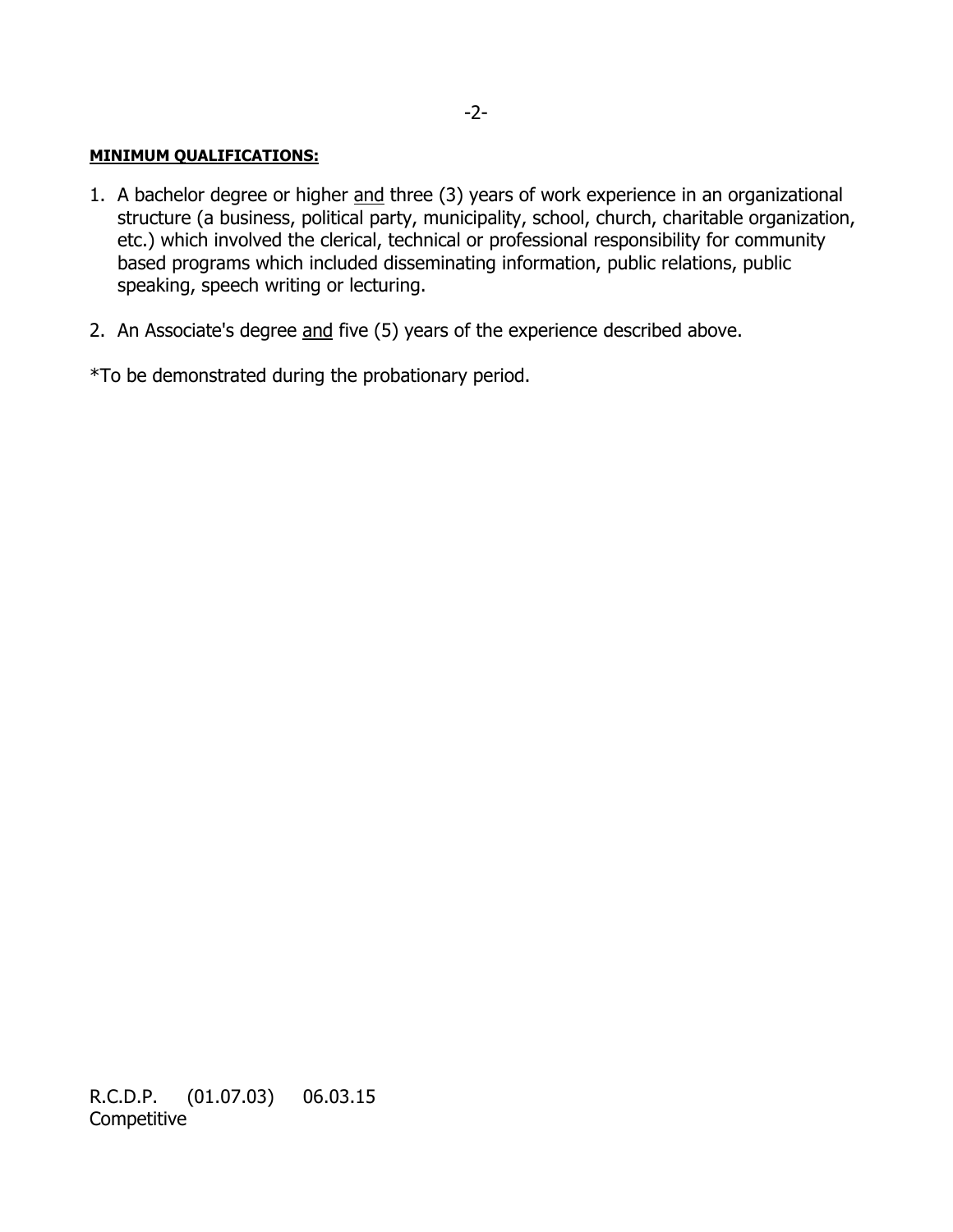**MINIMUM QUALIFICATIONS:**

1. A bachelor degree or higher and three (3) years of work experience in an organizational structure (a business, political party, municipality, school, church, charitable organization, etc.) which involved the clerical, technical or professional responsibility for community based programs which included disseminating information, public relations, public speaking, speech writing or lecturing.

2. An Associate's degree and five (5) years of the experience described above.

*To be demonstrated during the probationary period.

R.C.D.P. (01.07.03) 06.03.15
Competitive